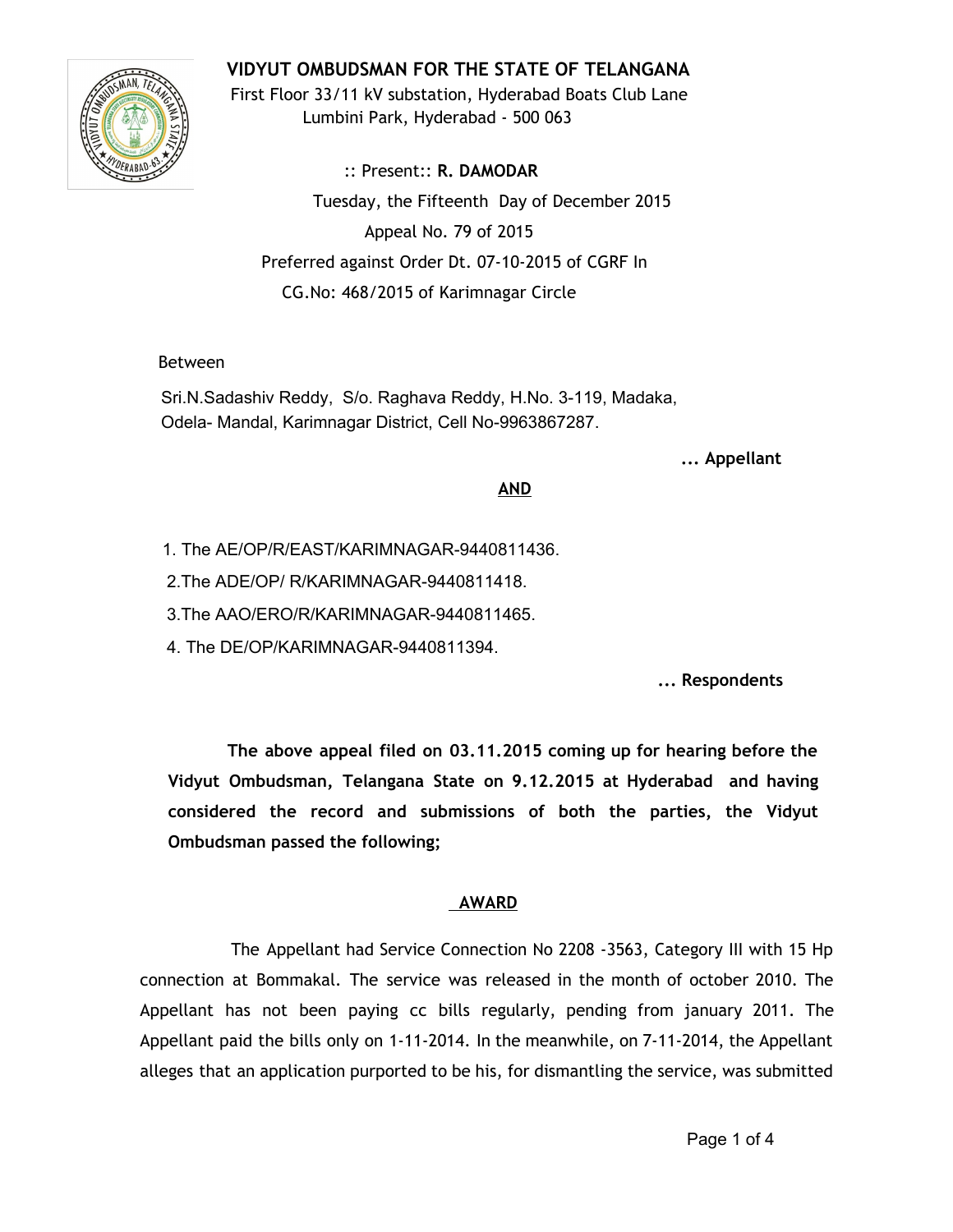# VIDYUT OMBUDSMAN FOR THE STATE OF TELANGANA

First Floor 33/11 kV substation, Hyderabad Boats Club Lane
Lumbini Park, Hyderabad - 500 063

:: Present:: **R. DAMODAR**

Tuesday, the Fifteenth Day of December 2015

Appeal No. 79 of 2015

Preferred against Order Dt. 07-10-2015 of CGRF In
CG.No: 468/2015 of Karimnagar Circle

Between

Sri.N.Sadashiv Reddy, S/o. Raghava Reddy, H.No. 3-119, Madaka, Odela- Mandal, Karimnagar District, Cell No-9963867287.

**... Appellant**

**AND**

1. The AE/OP/R/EAST/KARIMNAGAR-9440811436.
2. The ADE/OP/ R/KARIMNAGAR-9440811418.
3. The AAO/ERO/R/KARIMNAGAR-9440811465.
4. The DE/OP/KARIMNAGAR-9440811394.

**... Respondents**

**The above appeal filed on 03.11.2015 coming up for hearing before the Vidyut Ombudsman, Telangana State on 9.12.2015 at Hyderabad and having considered the record and submissions of both the parties, the Vidyut Ombudsman passed the following;**

## AWARD

The Appellant had Service Connection No 2208 -3563, Category III with 15 Hp connection at Bommakal. The service was released in the month of october 2010. The Appellant has not been paying cc bills regularly, pending from january 2011. The Appellant paid the bills only on 1-11-2014. In the meanwhile, on 7-11-2014, the Appellant alleges that an application purported to be his, for dismantling the service, was submitted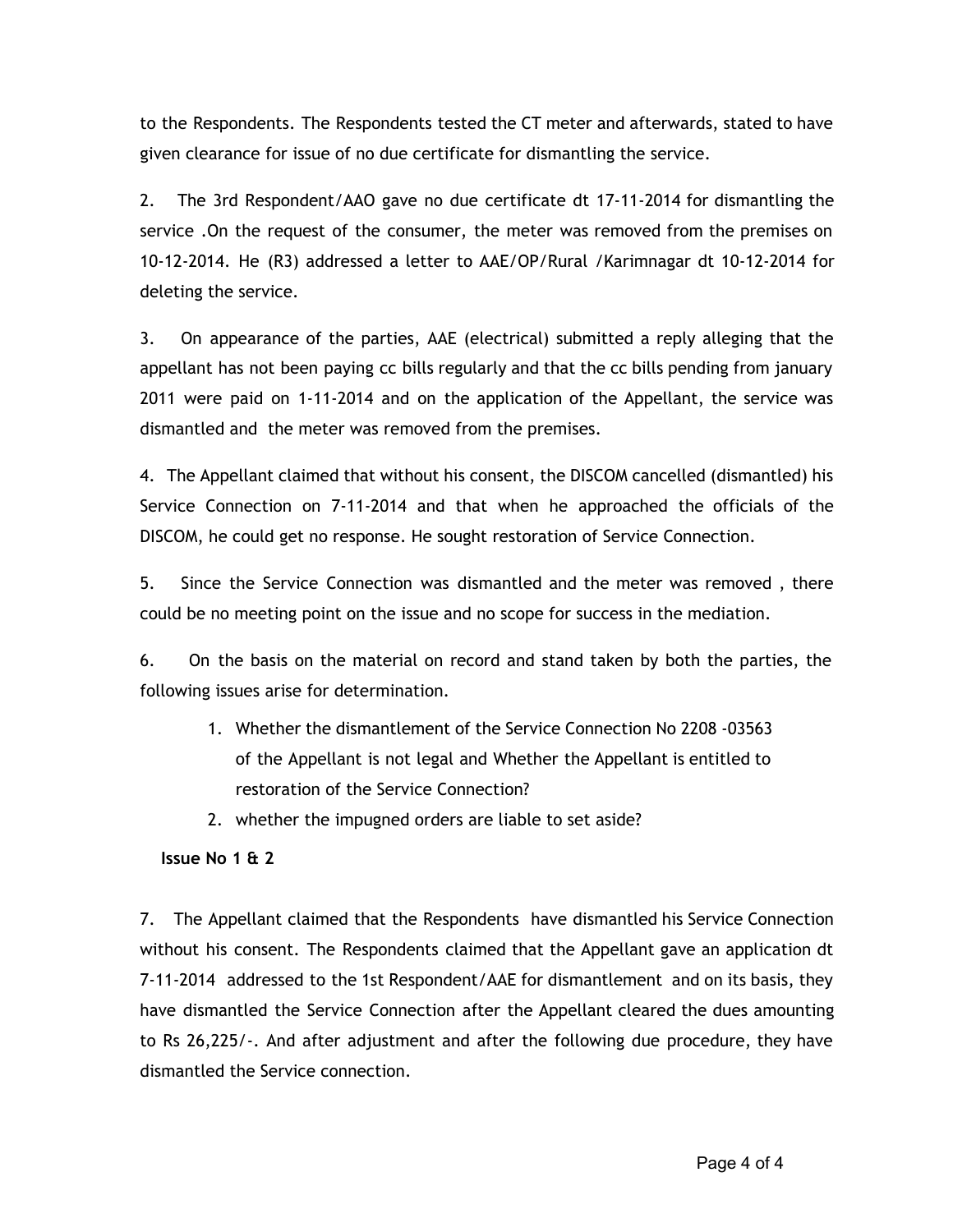to the Respondents. The Respondents tested the CT meter and afterwards, stated to have given clearance for issue of no due certificate for dismantling the service.

2. The 3rd Respondent/AAO gave no due certificate dt 17-11-2014 for dismantling the service .On the request of the consumer, the meter was removed from the premises on 10-12-2014. He (R3) addressed a letter to AAE/OP/Rural /Karimnagar dt 10-12-2014 for deleting the service.

3. On appearance of the parties, AAE (electrical) submitted a reply alleging that the appellant has not been paying cc bills regularly and that the cc bills pending from january 2011 were paid on 1-11-2014 and on the application of the Appellant, the service was dismantled and the meter was removed from the premises.

4. The Appellant claimed that without his consent, the DISCOM cancelled (dismantled) his Service Connection on 7-11-2014 and that when he approached the officials of the DISCOM, he could get no response. He sought restoration of Service Connection.

5. Since the Service Connection was dismantled and the meter was removed , there could be no meeting point on the issue and no scope for success in the mediation.

6. On the basis on the material on record and stand taken by both the parties, the following issues arise for determination.

1. Whether the dismantlement of the Service Connection No 2208 -03563 of the Appellant is not legal and Whether the Appellant is entitled to restoration of the Service Connection?
2. whether the impugned orders are liable to set aside?

**Issue No 1 & 2**

7. The Appellant claimed that the Respondents have dismantled his Service Connection without his consent. The Respondents claimed that the Appellant gave an application dt 7-11-2014 addressed to the 1st Respondent/AAE for dismantlement and on its basis, they have dismantled the Service Connection after the Appellant cleared the dues amounting to Rs 26,225/-. And after adjustment and after the following due procedure, they have dismantled the Service connection.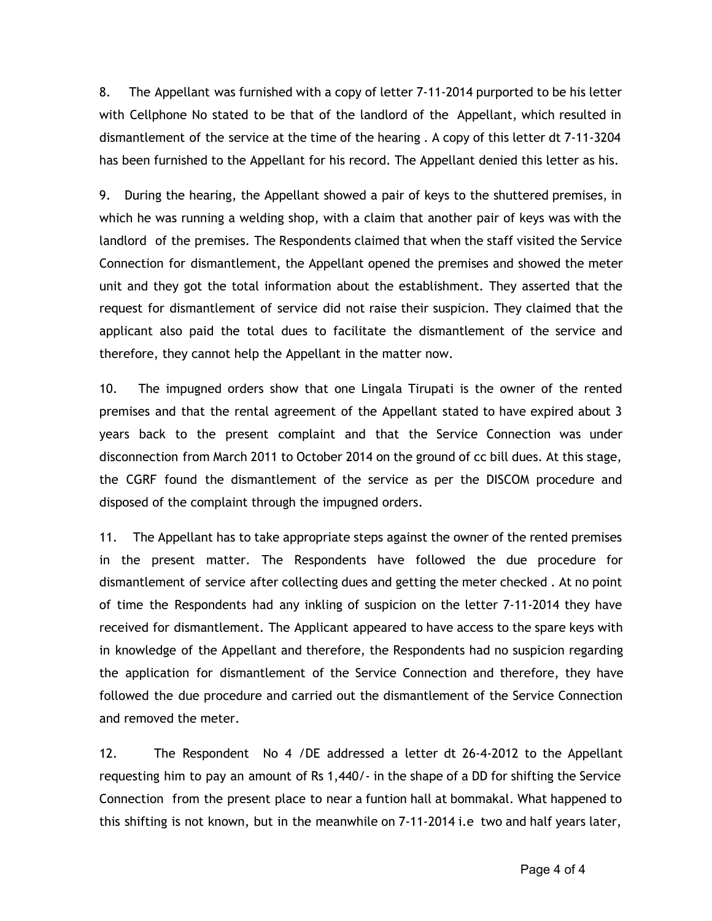8. The Appellant was furnished with a copy of letter 7-11-2014 purported to be his letter with Cellphone No stated to be that of the landlord of the Appellant, which resulted in dismantlement of the service at the time of the hearing . A copy of this letter dt 7-11-3204 has been furnished to the Appellant for his record. The Appellant denied this letter as his.

9. During the hearing, the Appellant showed a pair of keys to the shuttered premises, in which he was running a welding shop, with a claim that another pair of keys was with the landlord of the premises. The Respondents claimed that when the staff visited the Service Connection for dismantlement, the Appellant opened the premises and showed the meter unit and they got the total information about the establishment. They asserted that the request for dismantlement of service did not raise their suspicion. They claimed that the applicant also paid the total dues to facilitate the dismantlement of the service and therefore, they cannot help the Appellant in the matter now.

10. The impugned orders show that one Lingala Tirupati is the owner of the rented premises and that the rental agreement of the Appellant stated to have expired about 3 years back to the present complaint and that the Service Connection was under disconnection from March 2011 to October 2014 on the ground of cc bill dues. At this stage, the CGRF found the dismantlement of the service as per the DISCOM procedure and disposed of the complaint through the impugned orders.

11. The Appellant has to take appropriate steps against the owner of the rented premises in the present matter. The Respondents have followed the due procedure for dismantlement of service after collecting dues and getting the meter checked . At no point of time the Respondents had any inkling of suspicion on the letter 7-11-2014 they have received for dismantlement. The Applicant appeared to have access to the spare keys with in knowledge of the Appellant and therefore, the Respondents had no suspicion regarding the application for dismantlement of the Service Connection and therefore, they have followed the due procedure and carried out the dismantlement of the Service Connection and removed the meter.

12. The Respondent No 4 /DE addressed a letter dt 26-4-2012 to the Appellant requesting him to pay an amount of Rs 1,440/- in the shape of a DD for shifting the Service Connection from the present place to near a funtion hall at bommakal. What happened to this shifting is not known, but in the meanwhile on 7-11-2014 i.e two and half years later,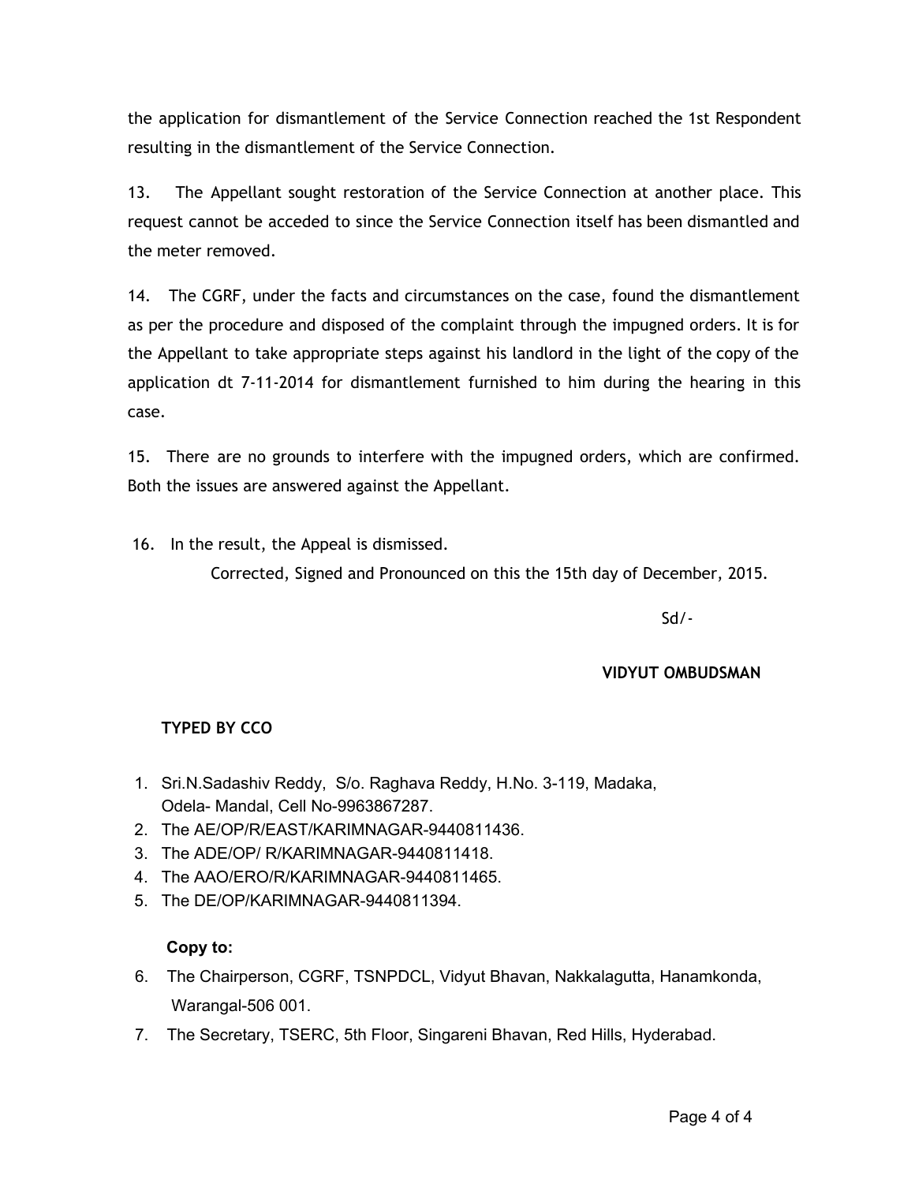the application for dismantlement of the Service Connection reached the 1st Respondent resulting in the dismantlement of the Service Connection.

13. The Appellant sought restoration of the Service Connection at another place. This request cannot be acceded to since the Service Connection itself has been dismantled and the meter removed.

14. The CGRF, under the facts and circumstances on the case, found the dismantlement as per the procedure and disposed of the complaint through the impugned orders. It is for the Appellant to take appropriate steps against his landlord in the light of the copy of the application dt 7-11-2014 for dismantlement furnished to him during the hearing in this case.

15. There are no grounds to interfere with the impugned orders, which are confirmed. Both the issues are answered against the Appellant.

16. In the result, the Appeal is dismissed.

Corrected, Signed and Pronounced on this the 15th day of December, 2015.

Sd/-

**VIDYUT OMBUDSMAN**

**TYPED BY CCO**

1. Sri.N.Sadashiv Reddy, S/o. Raghava Reddy, H.No. 3-119, Madaka, Odela- Mandal, Cell No-9963867287.
2. The AE/OP/R/EAST/KARIMNAGAR-9440811436.
3. The ADE/OP/ R/KARIMNAGAR-9440811418.
4. The AAO/ERO/R/KARIMNAGAR-9440811465.
5. The DE/OP/KARIMNAGAR-9440811394.

**Copy to:**

6. The Chairperson, CGRF, TSNPDCL, Vidyut Bhavan, Nakkalagutta, Hanamkonda, Warangal-506 001.
7. The Secretary, TSERC, 5th Floor, Singareni Bhavan, Red Hills, Hyderabad.